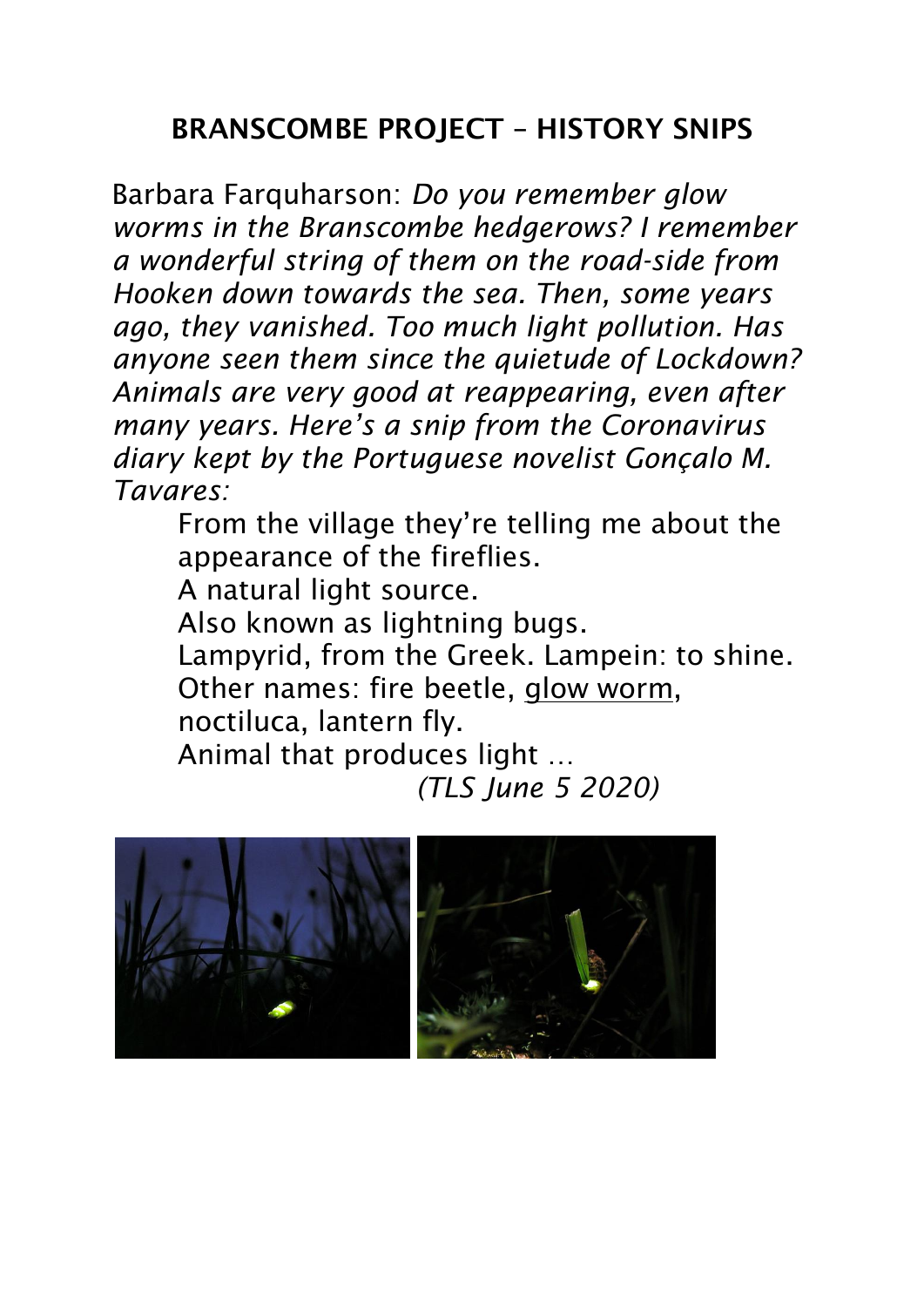## BRANSCOMBE PROJECT – HISTORY SNIPS

Barbara Farquharson: *Do you remember glow worms in the Branscombe hedgerows? I remember a wonderful string of them on the road-side from Hooken down towards the sea. Then, some years ago, they vanished. Too much light pollution. Has anyone seen them since the quietude of Lockdown? Animals are very good at reappearing, even after many years. Here's a snip from the Coronavirus diary kept by the Portuguese novelist Gonçalo M. Tavares:*

> From the village they're telling me about the appearance of the fireflies.
> A natural light source.
> Also known as lightning bugs.
> Lampyrid, from the Greek. Lampein: to shine.
> Other names: fire beetle, <u>glow worm</u>, noctiluca, lantern fly.
> Animal that produces light …
>
> *(TLS June 5 2020)*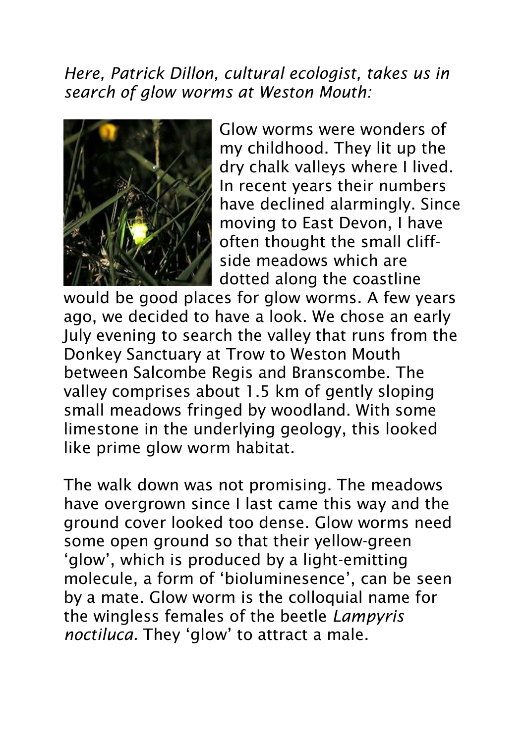*Here, Patrick Dillon, cultural ecologist, takes us in search of glow worms at Weston Mouth:*

Glow worms were wonders of my childhood. They lit up the dry chalk valleys where I lived. In recent years their numbers have declined alarmingly. Since moving to East Devon, I have often thought the small cliff-side meadows which are dotted along the coastline would be good places for glow worms. A few years ago, we decided to have a look. We chose an early July evening to search the valley that runs from the Donkey Sanctuary at Trow to Weston Mouth between Salcombe Regis and Branscombe. The valley comprises about 1.5 km of gently sloping small meadows fringed by woodland. With some limestone in the underlying geology, this looked like prime glow worm habitat.

The walk down was not promising. The meadows have overgrown since I last came this way and the ground cover looked too dense. Glow worms need some open ground so that their yellow-green 'glow', which is produced by a light-emitting molecule, a form of 'bioluminesence', can be seen by a mate. Glow worm is the colloquial name for the wingless females of the beetle *Lampyris noctiluca*. They 'glow' to attract a male.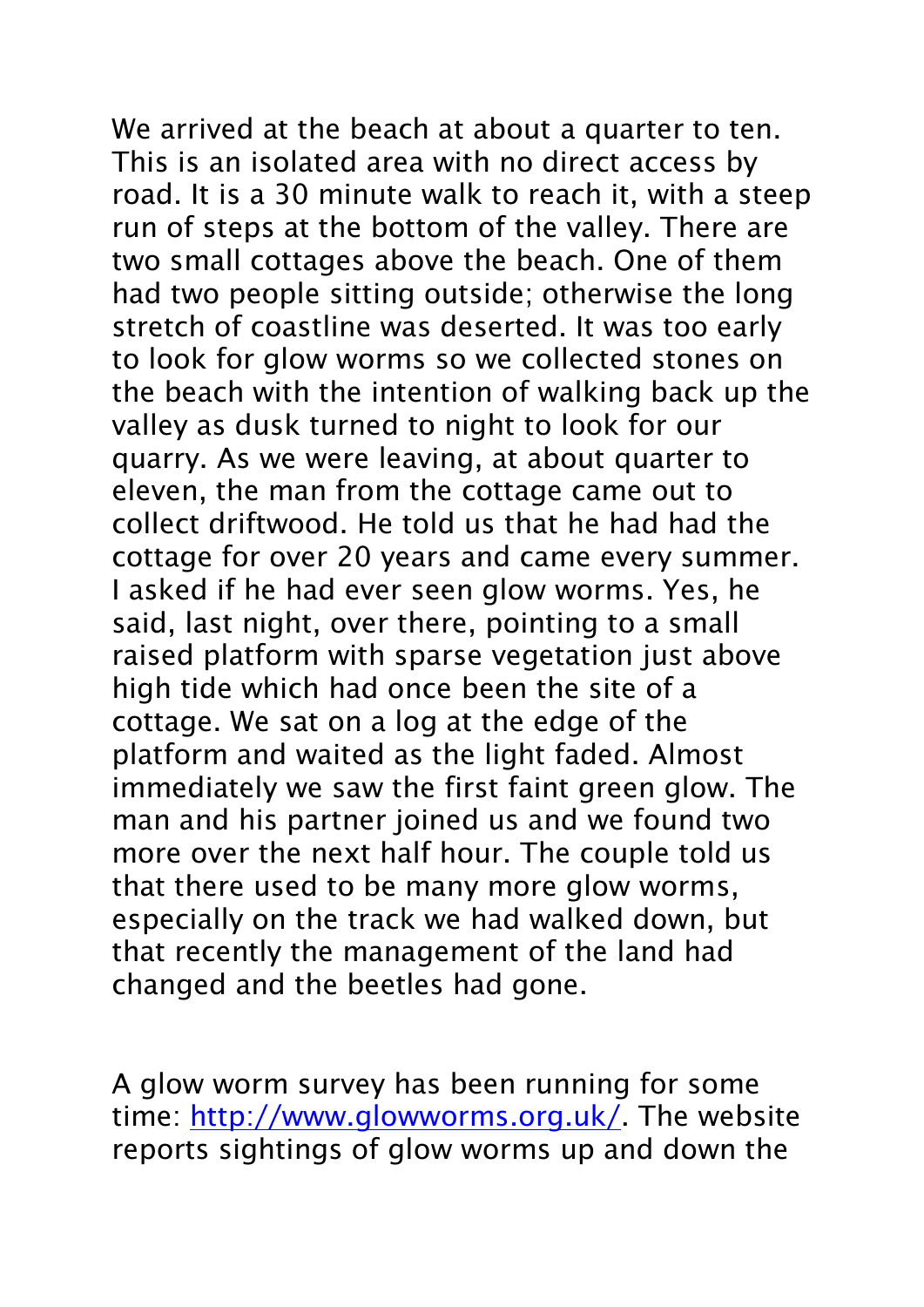We arrived at the beach at about a quarter to ten. This is an isolated area with no direct access by road. It is a 30 minute walk to reach it, with a steep run of steps at the bottom of the valley. There are two small cottages above the beach. One of them had two people sitting outside; otherwise the long stretch of coastline was deserted. It was too early to look for glow worms so we collected stones on the beach with the intention of walking back up the valley as dusk turned to night to look for our quarry. As we were leaving, at about quarter to eleven, the man from the cottage came out to collect driftwood. He told us that he had had the cottage for over 20 years and came every summer. I asked if he had ever seen glow worms. Yes, he said, last night, over there, pointing to a small raised platform with sparse vegetation just above high tide which had once been the site of a cottage. We sat on a log at the edge of the platform and waited as the light faded. Almost immediately we saw the first faint green glow. The man and his partner joined us and we found two more over the next half hour. The couple told us that there used to be many more glow worms, especially on the track we had walked down, but that recently the management of the land had changed and the beetles had gone.

A glow worm survey has been running for some time: [http://www.glowworms.org.uk/](http://www.glowworms.org.uk/). The website reports sightings of glow worms up and down the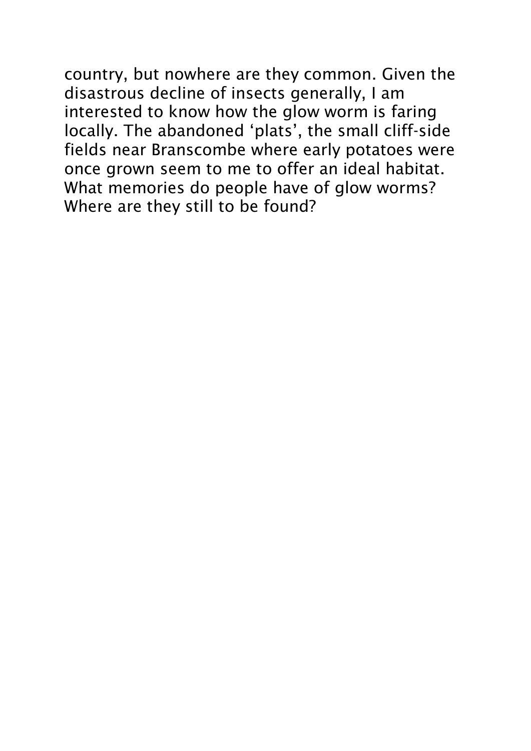country, but nowhere are they common. Given the disastrous decline of insects generally, I am interested to know how the glow worm is faring locally. The abandoned 'plats', the small cliff-side fields near Branscombe where early potatoes were once grown seem to me to offer an ideal habitat. What memories do people have of glow worms? Where are they still to be found?